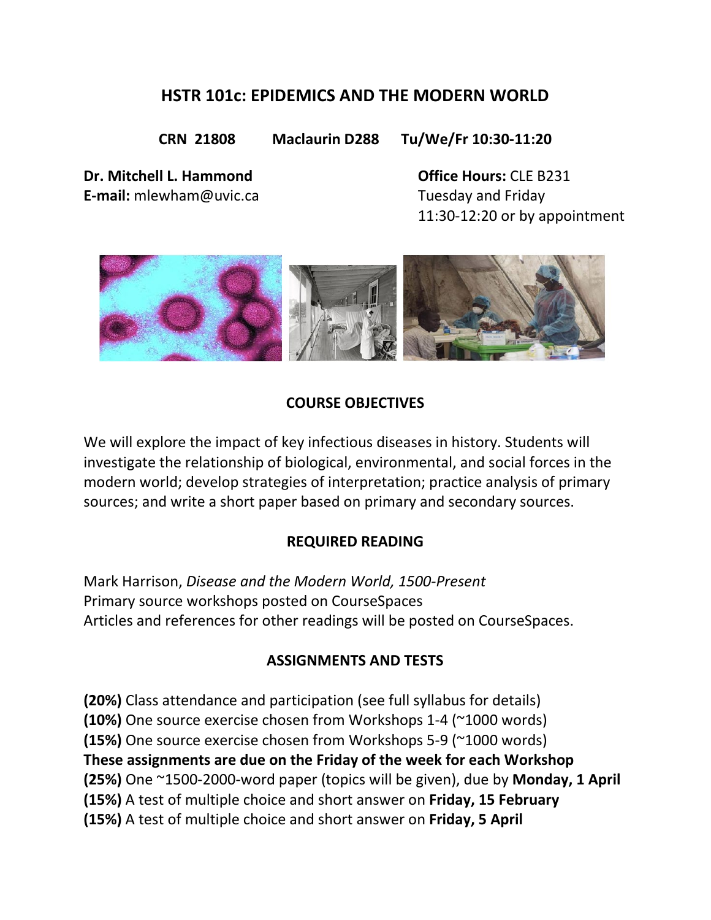# HSTR 101c: EPIDEMICS AND THE MODERN WORLD

**CRN 21808 Maclaurin D288 Tu/We/Fr 10:30-11:20**

**Dr. Mitchell L. Hammond**
**E-mail:** mlewham@uvic.ca

**Office Hours:** CLE B231
Tuesday and Friday
11:30-12:20 or by appointment

## COURSE OBJECTIVES

We will explore the impact of key infectious diseases in history. Students will investigate the relationship of biological, environmental, and social forces in the modern world; develop strategies of interpretation; practice analysis of primary sources; and write a short paper based on primary and secondary sources.

## REQUIRED READING

Mark Harrison, *Disease and the Modern World, 1500-Present*
Primary source workshops posted on CourseSpaces
Articles and references for other readings will be posted on CourseSpaces.

## ASSIGNMENTS AND TESTS

**(20%)** Class attendance and participation (see full syllabus for details)
**(10%)** One source exercise chosen from Workshops 1-4 (~1000 words)
**(15%)** One source exercise chosen from Workshops 5-9 (~1000 words)
**These assignments are due on the Friday of the week for each Workshop**
**(25%)** One ~1500-2000-word paper (topics will be given), due by **Monday, 1 April**
**(15%)** A test of multiple choice and short answer on **Friday, 15 February**
**(15%)** A test of multiple choice and short answer on **Friday, 5 April**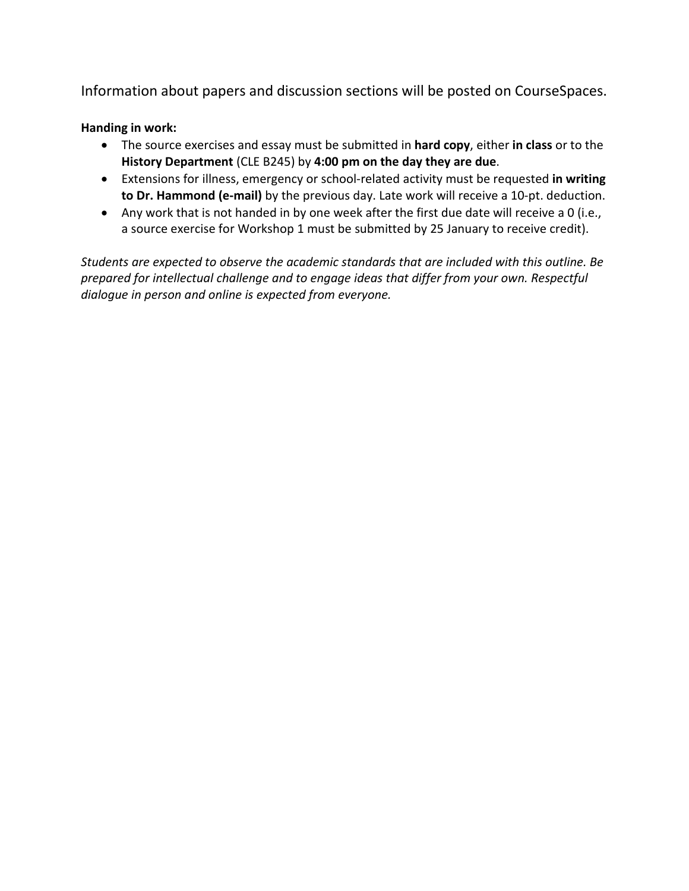Information about papers and discussion sections will be posted on CourseSpaces.

**Handing in work:**

- The source exercises and essay must be submitted in **hard copy**, either **in class** or to the **History Department** (CLE B245) by **4:00 pm on the day they are due**.
- Extensions for illness, emergency or school-related activity must be requested **in writing to Dr. Hammond (e-mail)** by the previous day. Late work will receive a 10-pt. deduction.
- Any work that is not handed in by one week after the first due date will receive a 0 (i.e., a source exercise for Workshop 1 must be submitted by 25 January to receive credit).

*Students are expected to observe the academic standards that are included with this outline. Be prepared for intellectual challenge and to engage ideas that differ from your own. Respectful dialogue in person and online is expected from everyone.*